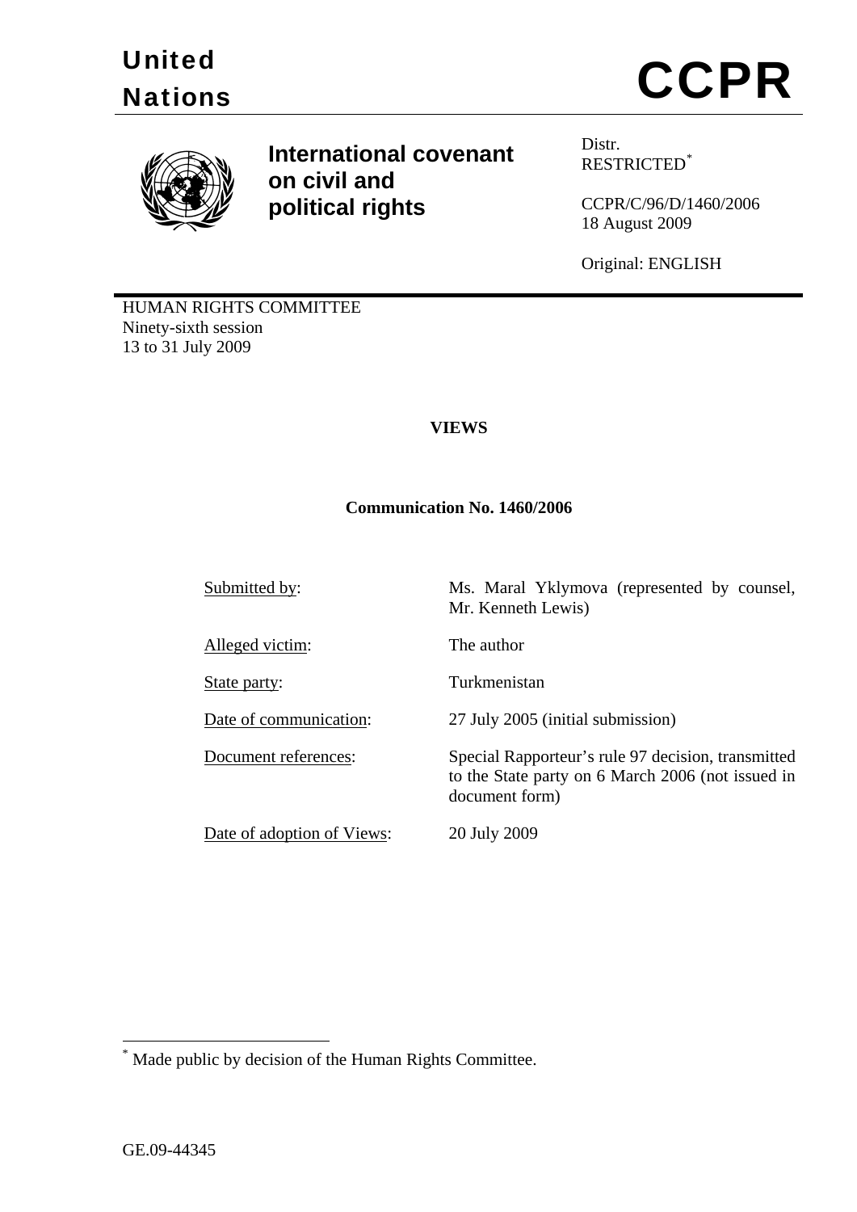United Nations

# CCPR

**International covenant on civil and political rights**

Distr.
RESTRICTED[*]

CCPR/C/96/D/1460/2006
18 August 2009

Original: ENGLISH

HUMAN RIGHTS COMMITTEE
Ninety-sixth session
13 to 31 July 2009

**VIEWS**

**Communication No. 1460/2006**

| | |
|---|---|
| Submitted by: | Ms. Maral Yklymova (represented by counsel, Mr. Kenneth Lewis) |
| Alleged victim: | The author |
| State party: | Turkmenistan |
| Date of communication: | 27 July 2005 (initial submission) |
| Document references: | Special Rapporteur's rule 97 decision, transmitted to the State party on 6 March 2006 (not issued in document form) |
| Date of adoption of Views: | 20 July 2009 |

[*] Made public by decision of the Human Rights Committee.

GE.09-44345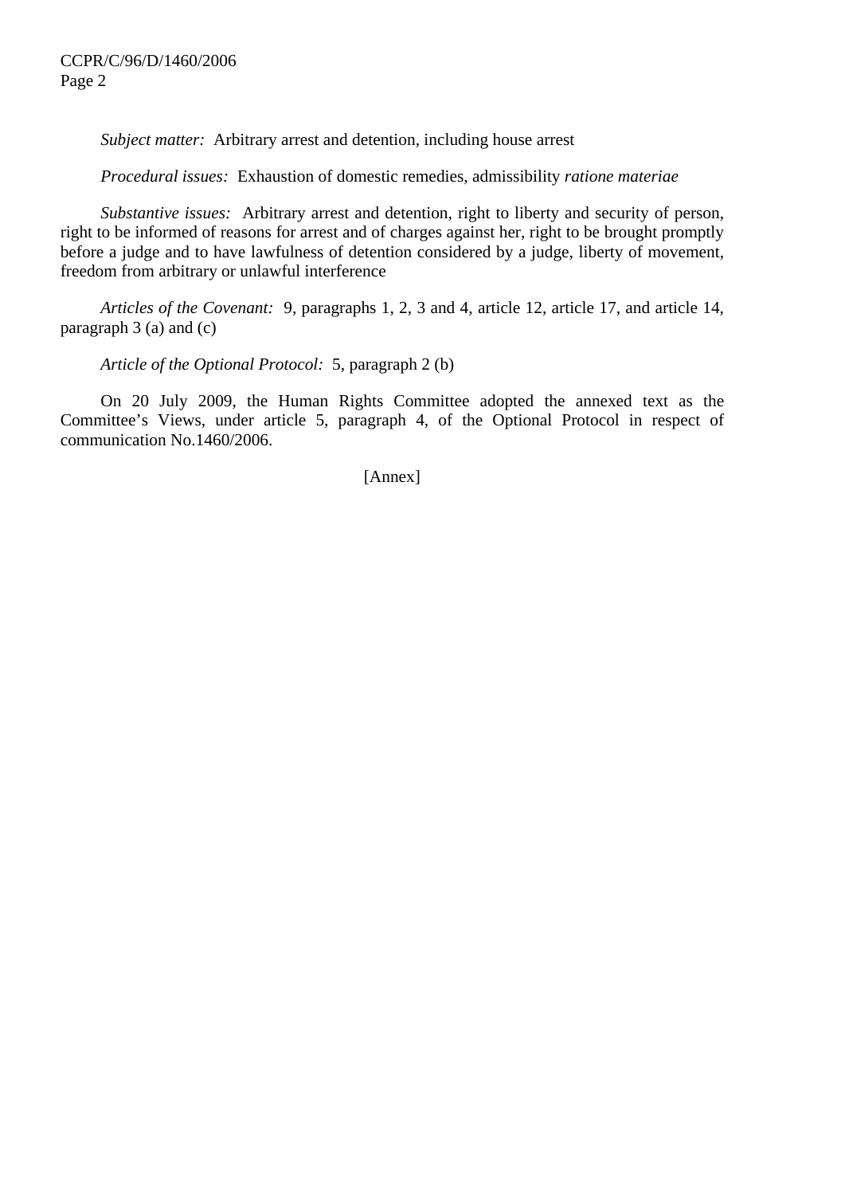*Subject matter:* Arbitrary arrest and detention, including house arrest

*Procedural issues:* Exhaustion of domestic remedies, admissibility *ratione materiae*

*Substantive issues:* Arbitrary arrest and detention, right to liberty and security of person, right to be informed of reasons for arrest and of charges against her, right to be brought promptly before a judge and to have lawfulness of detention considered by a judge, liberty of movement, freedom from arbitrary or unlawful interference

*Articles of the Covenant:* 9, paragraphs 1, 2, 3 and 4, article 12, article 17, and article 14, paragraph 3 (a) and (c)

*Article of the Optional Protocol:* 5, paragraph 2 (b)

On 20 July 2009, the Human Rights Committee adopted the annexed text as the Committee's Views, under article 5, paragraph 4, of the Optional Protocol in respect of communication No.1460/2006.

[Annex]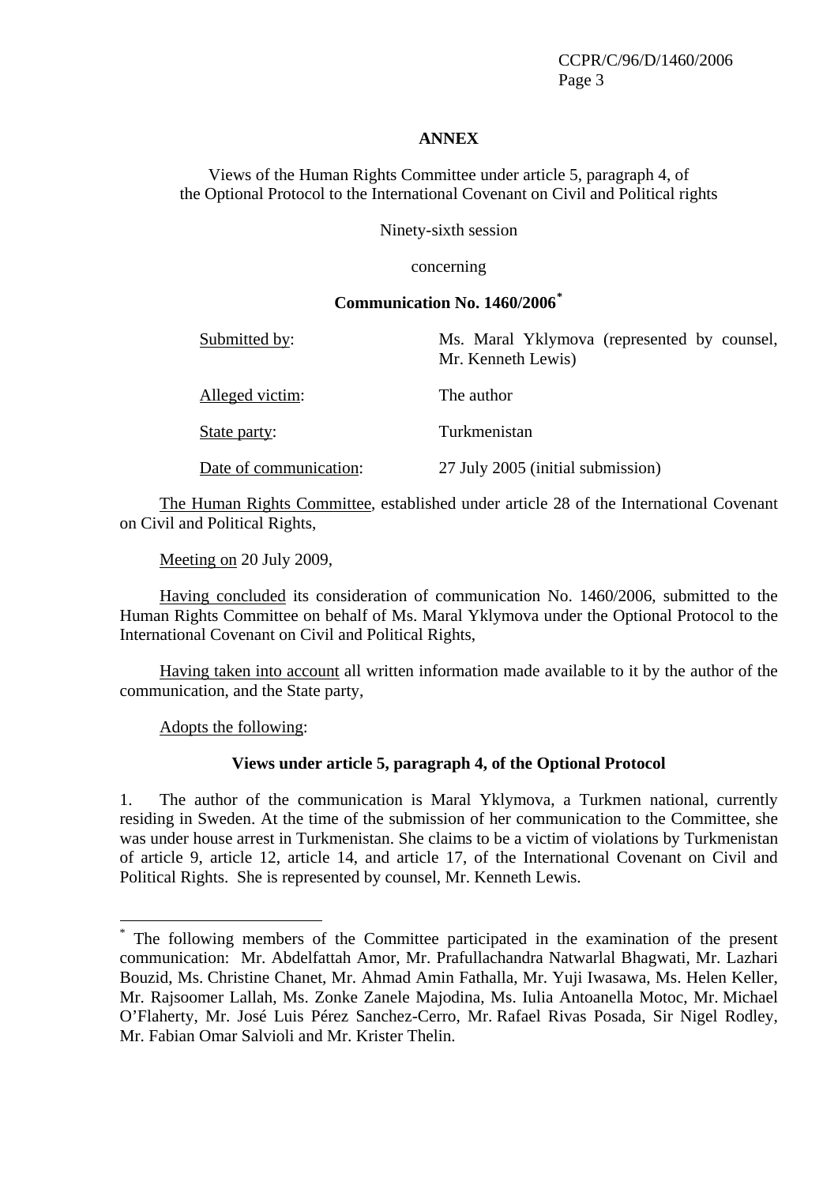**ANNEX**

Views of the Human Rights Committee under article 5, paragraph 4, of the Optional Protocol to the International Covenant on Civil and Political rights

Ninety-sixth session

concerning

**Communication No. 1460/2006**[*]

| | |
|---|---|
| Submitted by: | Ms. Maral Yklymova (represented by counsel, Mr. Kenneth Lewis) |
| Alleged victim: | The author |
| State party: | Turkmenistan |
| Date of communication: | 27 July 2005 (initial submission) |

The Human Rights Committee, established under article 28 of the International Covenant on Civil and Political Rights,

Meeting on 20 July 2009,

Having concluded its consideration of communication No. 1460/2006, submitted to the Human Rights Committee on behalf of Ms. Maral Yklymova under the Optional Protocol to the International Covenant on Civil and Political Rights,

Having taken into account all written information made available to it by the author of the communication, and the State party,

Adopts the following:

**Views under article 5, paragraph 4, of the Optional Protocol**

1. The author of the communication is Maral Yklymova, a Turkmen national, currently residing in Sweden. At the time of the submission of her communication to the Committee, she was under house arrest in Turkmenistan. She claims to be a victim of violations by Turkmenistan of article 9, article 12, article 14, and article 17, of the International Covenant on Civil and Political Rights. She is represented by counsel, Mr. Kenneth Lewis.

---

[*] The following members of the Committee participated in the examination of the present communication: Mr. Abdelfattah Amor, Mr. Prafullachandra Natwarlal Bhagwati, Mr. Lazhari Bouzid, Ms. Christine Chanet, Mr. Ahmad Amin Fathalla, Mr. Yuji Iwasawa, Ms. Helen Keller, Mr. Rajsoomer Lallah, Ms. Zonke Zanele Majodina, Ms. Iulia Antoanella Motoc, Mr. Michael O'Flaherty, Mr. José Luis Pérez Sanchez-Cerro, Mr. Rafael Rivas Posada, Sir Nigel Rodley, Mr. Fabian Omar Salvioli and Mr. Krister Thelin.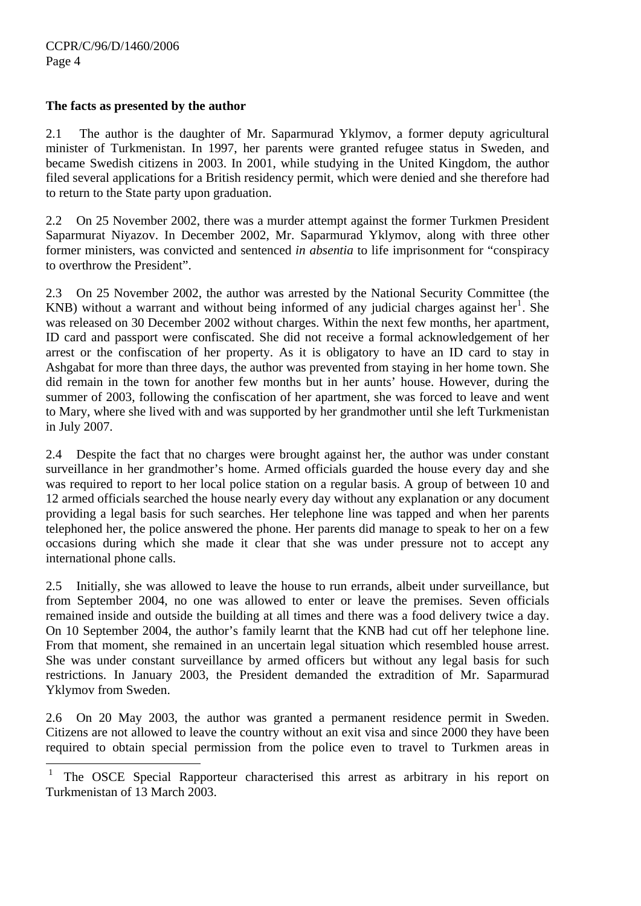**The facts as presented by the author**

2.1 The author is the daughter of Mr. Saparmurad Yklymov, a former deputy agricultural minister of Turkmenistan. In 1997, her parents were granted refugee status in Sweden, and became Swedish citizens in 2003. In 2001, while studying in the United Kingdom, the author filed several applications for a British residency permit, which were denied and she therefore had to return to the State party upon graduation.

2.2 On 25 November 2002, there was a murder attempt against the former Turkmen President Saparmurat Niyazov. In December 2002, Mr. Saparmurad Yklymov, along with three other former ministers, was convicted and sentenced *in absentia* to life imprisonment for "conspiracy to overthrow the President".

2.3 On 25 November 2002, the author was arrested by the National Security Committee (the KNB) without a warrant and without being informed of any judicial charges against her[1]. She was released on 30 December 2002 without charges. Within the next few months, her apartment, ID card and passport were confiscated. She did not receive a formal acknowledgement of her arrest or the confiscation of her property. As it is obligatory to have an ID card to stay in Ashgabat for more than three days, the author was prevented from staying in her home town. She did remain in the town for another few months but in her aunts' house. However, during the summer of 2003, following the confiscation of her apartment, she was forced to leave and went to Mary, where she lived with and was supported by her grandmother until she left Turkmenistan in July 2007.

2.4 Despite the fact that no charges were brought against her, the author was under constant surveillance in her grandmother's home. Armed officials guarded the house every day and she was required to report to her local police station on a regular basis. A group of between 10 and 12 armed officials searched the house nearly every day without any explanation or any document providing a legal basis for such searches. Her telephone line was tapped and when her parents telephoned her, the police answered the phone. Her parents did manage to speak to her on a few occasions during which she made it clear that she was under pressure not to accept any international phone calls.

2.5 Initially, she was allowed to leave the house to run errands, albeit under surveillance, but from September 2004, no one was allowed to enter or leave the premises. Seven officials remained inside and outside the building at all times and there was a food delivery twice a day. On 10 September 2004, the author's family learnt that the KNB had cut off her telephone line. From that moment, she remained in an uncertain legal situation which resembled house arrest. She was under constant surveillance by armed officers but without any legal basis for such restrictions. In January 2003, the President demanded the extradition of Mr. Saparmurad Yklymov from Sweden.

2.6 On 20 May 2003, the author was granted a permanent residence permit in Sweden. Citizens are not allowed to leave the country without an exit visa and since 2000 they have been required to obtain special permission from the police even to travel to Turkmen areas in

---

[1] The OSCE Special Rapporteur characterised this arrest as arbitrary in his report on Turkmenistan of 13 March 2003.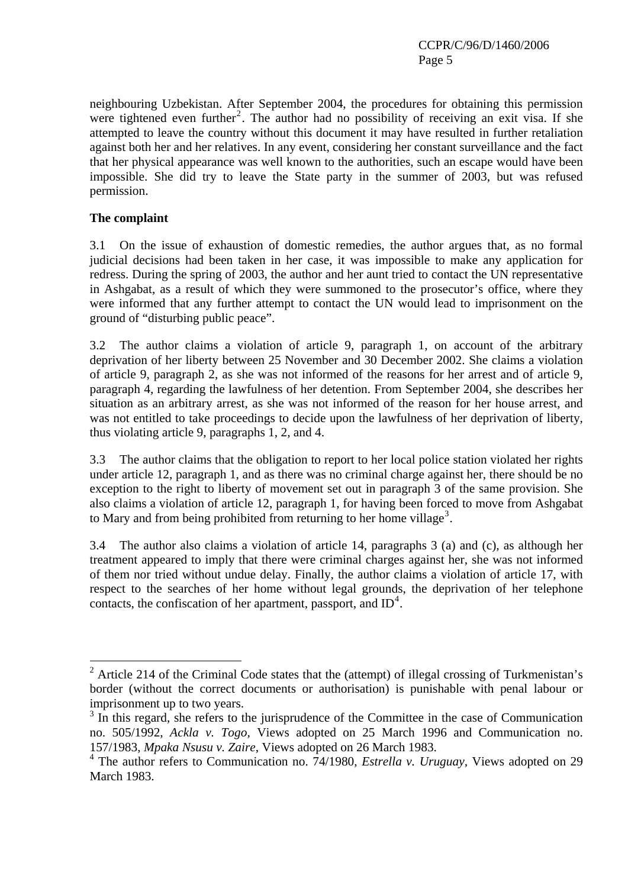neighbouring Uzbekistan. After September 2004, the procedures for obtaining this permission were tightened even further[2]. The author had no possibility of receiving an exit visa. If she attempted to leave the country without this document it may have resulted in further retaliation against both her and her relatives. In any event, considering her constant surveillance and the fact that her physical appearance was well known to the authorities, such an escape would have been impossible. She did try to leave the State party in the summer of 2003, but was refused permission.

**The complaint**

3.1 On the issue of exhaustion of domestic remedies, the author argues that, as no formal judicial decisions had been taken in her case, it was impossible to make any application for redress. During the spring of 2003, the author and her aunt tried to contact the UN representative in Ashgabat, as a result of which they were summoned to the prosecutor's office, where they were informed that any further attempt to contact the UN would lead to imprisonment on the ground of "disturbing public peace".

3.2 The author claims a violation of article 9, paragraph 1, on account of the arbitrary deprivation of her liberty between 25 November and 30 December 2002. She claims a violation of article 9, paragraph 2, as she was not informed of the reasons for her arrest and of article 9, paragraph 4, regarding the lawfulness of her detention. From September 2004, she describes her situation as an arbitrary arrest, as she was not informed of the reason for her house arrest, and was not entitled to take proceedings to decide upon the lawfulness of her deprivation of liberty, thus violating article 9, paragraphs 1, 2, and 4.

3.3 The author claims that the obligation to report to her local police station violated her rights under article 12, paragraph 1, and as there was no criminal charge against her, there should be no exception to the right to liberty of movement set out in paragraph 3 of the same provision. She also claims a violation of article 12, paragraph 1, for having been forced to move from Ashgabat to Mary and from being prohibited from returning to her home village[3].

3.4 The author also claims a violation of article 14, paragraphs 3 (a) and (c), as although her treatment appeared to imply that there were criminal charges against her, she was not informed of them nor tried without undue delay. Finally, the author claims a violation of article 17, with respect to the searches of her home without legal grounds, the deprivation of her telephone contacts, the confiscation of her apartment, passport, and ID[4].

---

[2] Article 214 of the Criminal Code states that the (attempt) of illegal crossing of Turkmenistan's border (without the correct documents or authorisation) is punishable with penal labour or imprisonment up to two years.

[3] In this regard, she refers to the jurisprudence of the Committee in the case of Communication no. 505/1992, *Ackla v. Togo*, Views adopted on 25 March 1996 and Communication no. 157/1983, *Mpaka Nsusu v. Zaire*, Views adopted on 26 March 1983.

[4] The author refers to Communication no. 74/1980, *Estrella v. Uruguay*, Views adopted on 29 March 1983.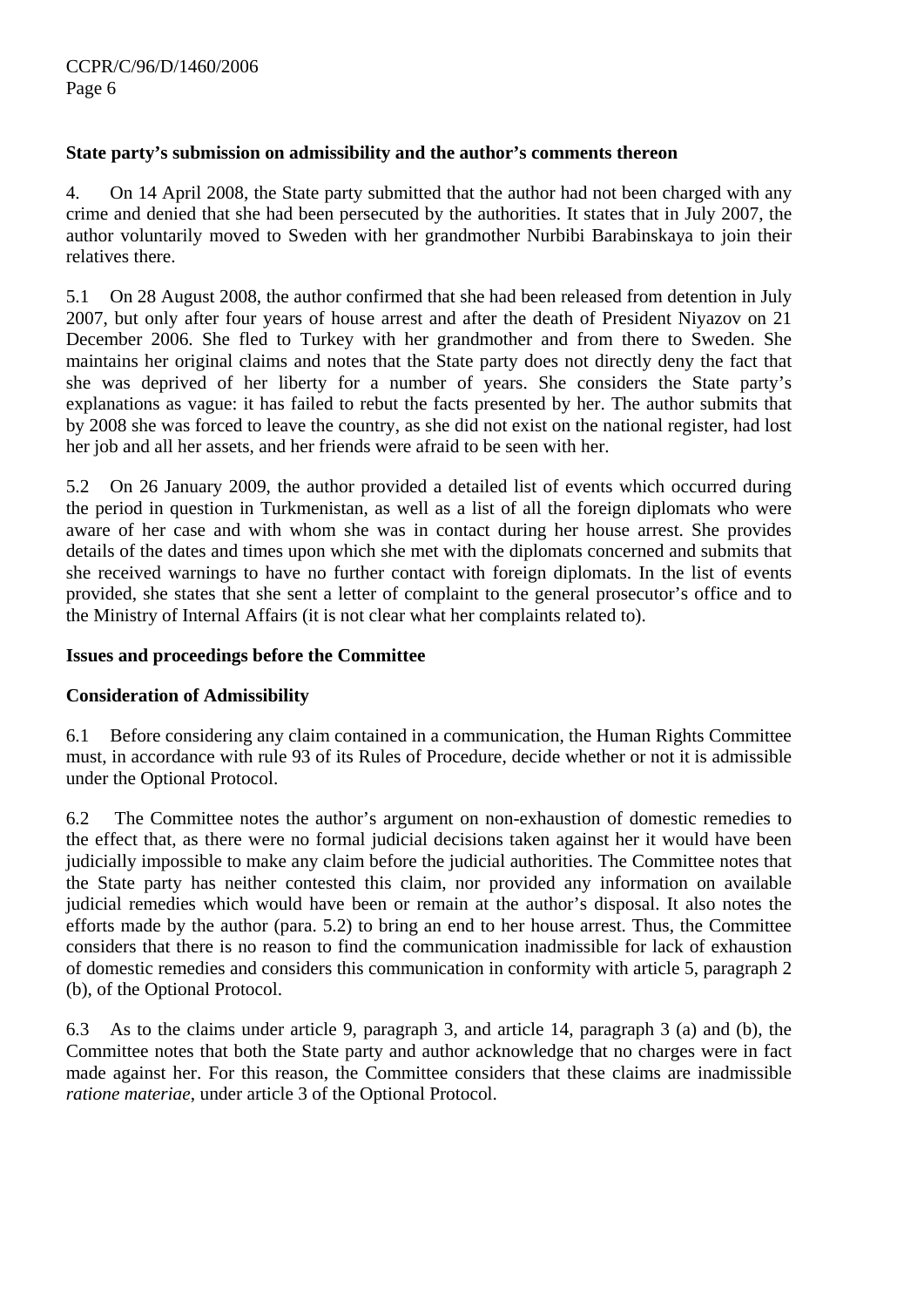**State party's submission on admissibility and the author's comments thereon**

4. On 14 April 2008, the State party submitted that the author had not been charged with any crime and denied that she had been persecuted by the authorities. It states that in July 2007, the author voluntarily moved to Sweden with her grandmother Nurbibi Barabinskaya to join their relatives there.

5.1 On 28 August 2008, the author confirmed that she had been released from detention in July 2007, but only after four years of house arrest and after the death of President Niyazov on 21 December 2006. She fled to Turkey with her grandmother and from there to Sweden. She maintains her original claims and notes that the State party does not directly deny the fact that she was deprived of her liberty for a number of years. She considers the State party's explanations as vague: it has failed to rebut the facts presented by her. The author submits that by 2008 she was forced to leave the country, as she did not exist on the national register, had lost her job and all her assets, and her friends were afraid to be seen with her.

5.2 On 26 January 2009, the author provided a detailed list of events which occurred during the period in question in Turkmenistan, as well as a list of all the foreign diplomats who were aware of her case and with whom she was in contact during her house arrest. She provides details of the dates and times upon which she met with the diplomats concerned and submits that she received warnings to have no further contact with foreign diplomats. In the list of events provided, she states that she sent a letter of complaint to the general prosecutor's office and to the Ministry of Internal Affairs (it is not clear what her complaints related to).

**Issues and proceedings before the Committee**

**Consideration of Admissibility**

6.1 Before considering any claim contained in a communication, the Human Rights Committee must, in accordance with rule 93 of its Rules of Procedure, decide whether or not it is admissible under the Optional Protocol.

6.2 The Committee notes the author's argument on non-exhaustion of domestic remedies to the effect that, as there were no formal judicial decisions taken against her it would have been judicially impossible to make any claim before the judicial authorities. The Committee notes that the State party has neither contested this claim, nor provided any information on available judicial remedies which would have been or remain at the author's disposal. It also notes the efforts made by the author (para. 5.2) to bring an end to her house arrest. Thus, the Committee considers that there is no reason to find the communication inadmissible for lack of exhaustion of domestic remedies and considers this communication in conformity with article 5, paragraph 2 (b), of the Optional Protocol.

6.3 As to the claims under article 9, paragraph 3, and article 14, paragraph 3 (a) and (b), the Committee notes that both the State party and author acknowledge that no charges were in fact made against her. For this reason, the Committee considers that these claims are inadmissible *ratione materiae*, under article 3 of the Optional Protocol.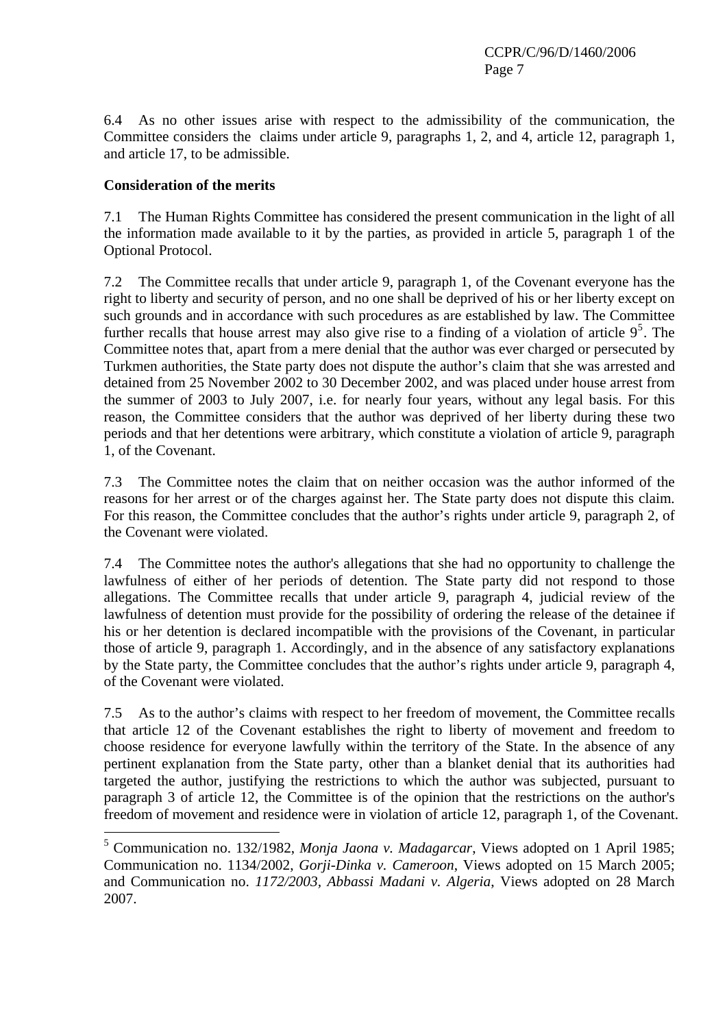6.4 As no other issues arise with respect to the admissibility of the communication, the Committee considers the claims under article 9, paragraphs 1, 2, and 4, article 12, paragraph 1, and article 17, to be admissible.

**Consideration of the merits**

7.1 The Human Rights Committee has considered the present communication in the light of all the information made available to it by the parties, as provided in article 5, paragraph 1 of the Optional Protocol.

7.2 The Committee recalls that under article 9, paragraph 1, of the Covenant everyone has the right to liberty and security of person, and no one shall be deprived of his or her liberty except on such grounds and in accordance with such procedures as are established by law. The Committee further recalls that house arrest may also give rise to a finding of a violation of article 9[5]. The Committee notes that, apart from a mere denial that the author was ever charged or persecuted by Turkmen authorities, the State party does not dispute the author's claim that she was arrested and detained from 25 November 2002 to 30 December 2002, and was placed under house arrest from the summer of 2003 to July 2007, i.e. for nearly four years, without any legal basis. For this reason, the Committee considers that the author was deprived of her liberty during these two periods and that her detentions were arbitrary, which constitute a violation of article 9, paragraph 1, of the Covenant.

7.3 The Committee notes the claim that on neither occasion was the author informed of the reasons for her arrest or of the charges against her. The State party does not dispute this claim. For this reason, the Committee concludes that the author's rights under article 9, paragraph 2, of the Covenant were violated.

7.4 The Committee notes the author's allegations that she had no opportunity to challenge the lawfulness of either of her periods of detention. The State party did not respond to those allegations. The Committee recalls that under article 9, paragraph 4, judicial review of the lawfulness of detention must provide for the possibility of ordering the release of the detainee if his or her detention is declared incompatible with the provisions of the Covenant, in particular those of article 9, paragraph 1. Accordingly, and in the absence of any satisfactory explanations by the State party, the Committee concludes that the author's rights under article 9, paragraph 4, of the Covenant were violated.

7.5 As to the author's claims with respect to her freedom of movement, the Committee recalls that article 12 of the Covenant establishes the right to liberty of movement and freedom to choose residence for everyone lawfully within the territory of the State. In the absence of any pertinent explanation from the State party, other than a blanket denial that its authorities had targeted the author, justifying the restrictions to which the author was subjected, pursuant to paragraph 3 of article 12, the Committee is of the opinion that the restrictions on the author's freedom of movement and residence were in violation of article 12, paragraph 1, of the Covenant.

---

[5] Communication no. 132/1982, *Monja Jaona v. Madagarcar*, Views adopted on 1 April 1985; Communication no. 1134/2002, *Gorji-Dinka v. Cameroon*, Views adopted on 15 March 2005; and Communication no. *1172/2003, Abbassi Madani v. Algeria*, Views adopted on 28 March 2007.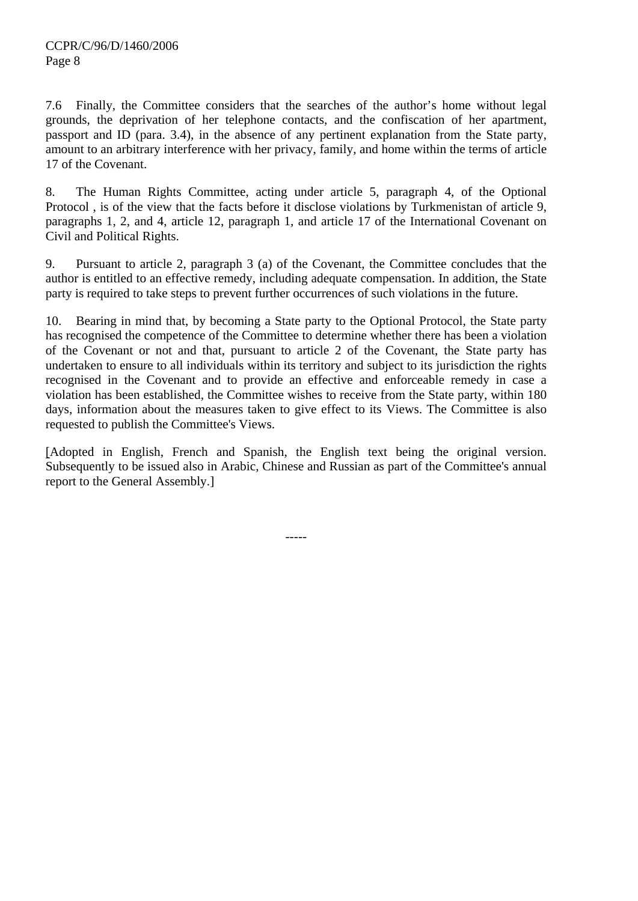7.6 Finally, the Committee considers that the searches of the author's home without legal grounds, the deprivation of her telephone contacts, and the confiscation of her apartment, passport and ID (para. 3.4), in the absence of any pertinent explanation from the State party, amount to an arbitrary interference with her privacy, family, and home within the terms of article 17 of the Covenant.

8. The Human Rights Committee, acting under article 5, paragraph 4, of the Optional Protocol , is of the view that the facts before it disclose violations by Turkmenistan of article 9, paragraphs 1, 2, and 4, article 12, paragraph 1, and article 17 of the International Covenant on Civil and Political Rights.

9. Pursuant to article 2, paragraph 3 (a) of the Covenant, the Committee concludes that the author is entitled to an effective remedy, including adequate compensation. In addition, the State party is required to take steps to prevent further occurrences of such violations in the future.

10. Bearing in mind that, by becoming a State party to the Optional Protocol, the State party has recognised the competence of the Committee to determine whether there has been a violation of the Covenant or not and that, pursuant to article 2 of the Covenant, the State party has undertaken to ensure to all individuals within its territory and subject to its jurisdiction the rights recognised in the Covenant and to provide an effective and enforceable remedy in case a violation has been established, the Committee wishes to receive from the State party, within 180 days, information about the measures taken to give effect to its Views. The Committee is also requested to publish the Committee's Views.

[Adopted in English, French and Spanish, the English text being the original version. Subsequently to be issued also in Arabic, Chinese and Russian as part of the Committee's annual report to the General Assembly.]

-----